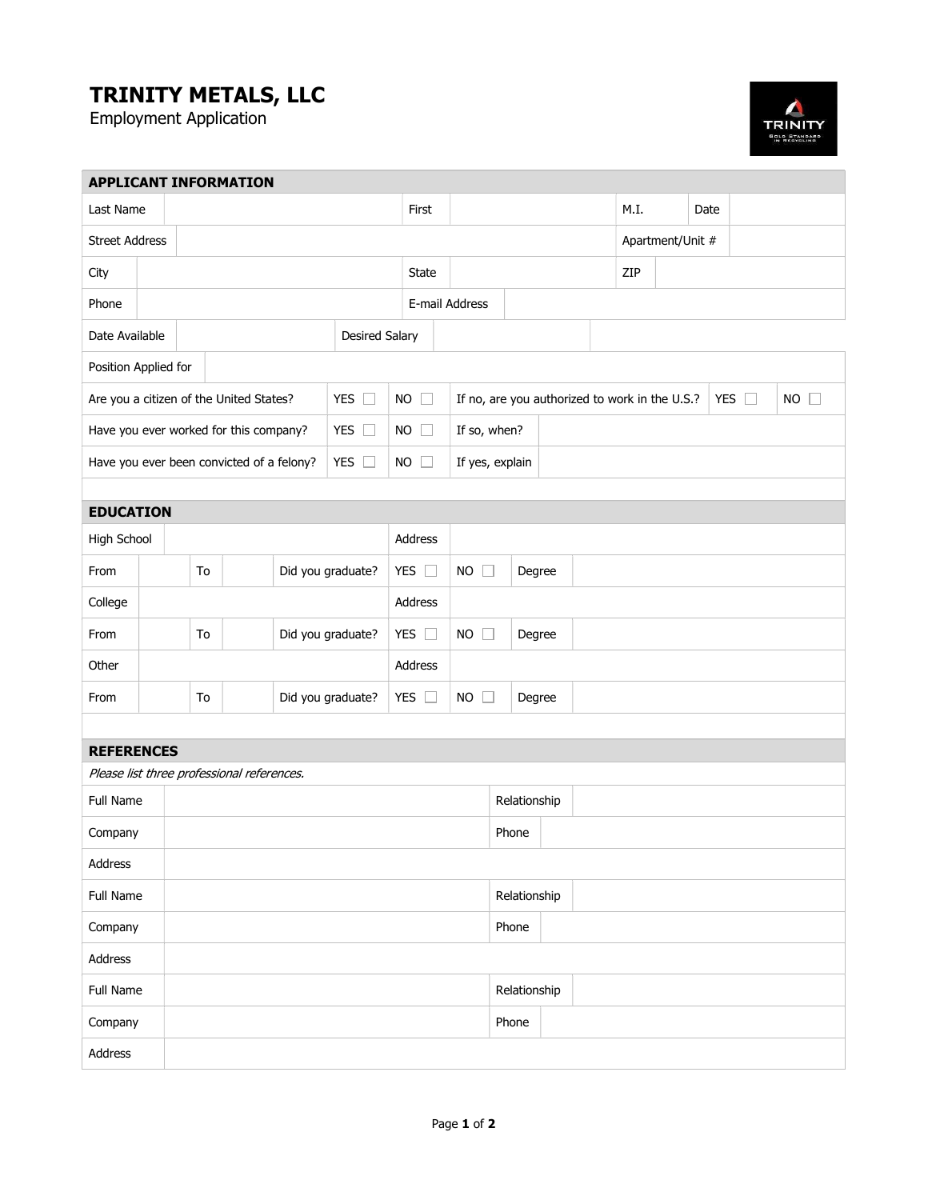# TRINITY METALS, LLC

Employment Application

## APPLICANT INFORMATION

| | | | | | | | |
|---|---|---|---|---|---|---|---|
| Last Name | | First | | M.I. | | Date | |
| Street Address | | | | Apartment/Unit # | | | |
| City | | State | | ZIP | | | |
| Phone | | E-mail Address | | | | | |
| Date Available | | Desired Salary | | | | | |
| Position Applied for | | | | | | | |

| | | | | | |
|---|---|---|---|---|---|
| Are you a citizen of the United States? | YES ☐ | NO ☐ | If no, are you authorized to work in the U.S.? | YES ☐ | NO ☐ |
| Have you ever worked for this company? | YES ☐ | NO ☐ | If so, when? | | |
| Have you ever been convicted of a felony? | YES ☐ | NO ☐ | If yes, explain | | |

## EDUCATION

| | | | | | | | | |
|---|---|---|---|---|---|---|---|---|
| High School | | | | Address | | | | |
| From | | To | | Did you graduate? | YES ☐ | NO ☐ | Degree | |
| College | | | | Address | | | | |
| From | | To | | Did you graduate? | YES ☐ | NO ☐ | Degree | |
| Other | | | | Address | | | | |
| From | | To | | Did you graduate? | YES ☐ | NO ☐ | Degree | |

## REFERENCES

*Please list three professional references.*

| | | | |
|---|---|---|---|
| Full Name | | Relationship | |
| Company | | Phone | |
| Address | | | |
| Full Name | | Relationship | |
| Company | | Phone | |
| Address | | | |
| Full Name | | Relationship | |
| Company | | Phone | |
| Address | | | |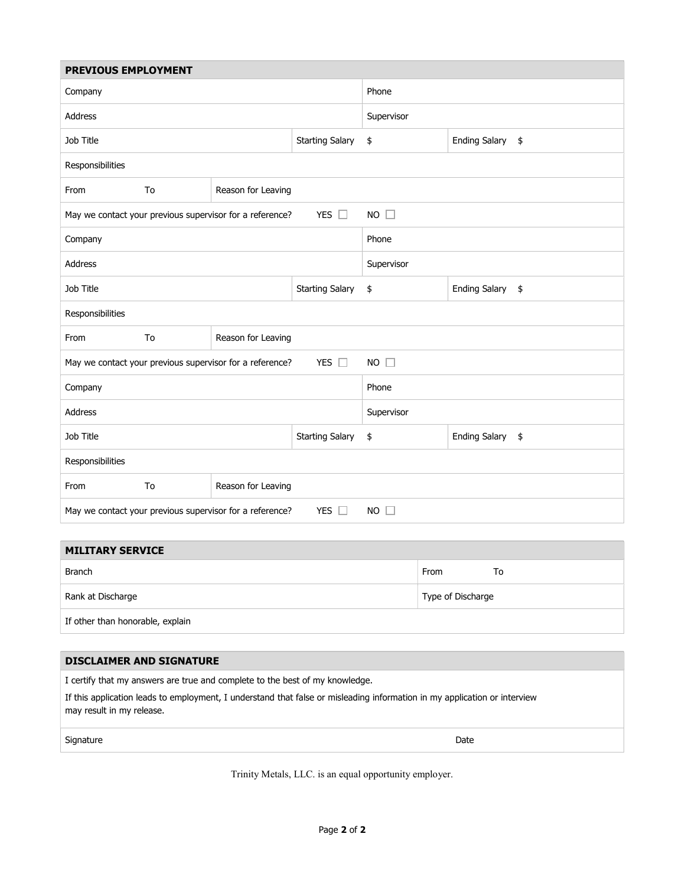## PREVIOUS EMPLOYMENT

| | | | | |
|---|---|---|---|---|
| Company | | | Phone | |
| Address | | | Supervisor | |
| Job Title | | Starting Salary | $ | Ending Salary $ |
| Responsibilities | | | | |
| From To | Reason for Leaving | | | |
| May we contact your previous supervisor for a reference? | | YES ☐ | NO ☐ | |
| Company | | | Phone | |
| Address | | | Supervisor | |
| Job Title | | Starting Salary | $ | Ending Salary $ |
| Responsibilities | | | | |
| From To | Reason for Leaving | | | |
| May we contact your previous supervisor for a reference? | | YES ☐ | NO ☐ | |
| Company | | | Phone | |
| Address | | | Supervisor | |
| Job Title | | Starting Salary | $ | Ending Salary $ |
| Responsibilities | | | | |
| From To | Reason for Leaving | | | |
| May we contact your previous supervisor for a reference? | | YES ☐ | NO ☐ | |

## MILITARY SERVICE

| | |
|---|---|
| Branch | From To |
| Rank at Discharge | Type of Discharge |
| If other than honorable, explain | |

## DISCLAIMER AND SIGNATURE

I certify that my answers are true and complete to the best of my knowledge.

If this application leads to employment, I understand that false or misleading information in my application or interview may result in my release.

| | |
|---|---|
| Signature | Date |

Trinity Metals, LLC. is an equal opportunity employer.